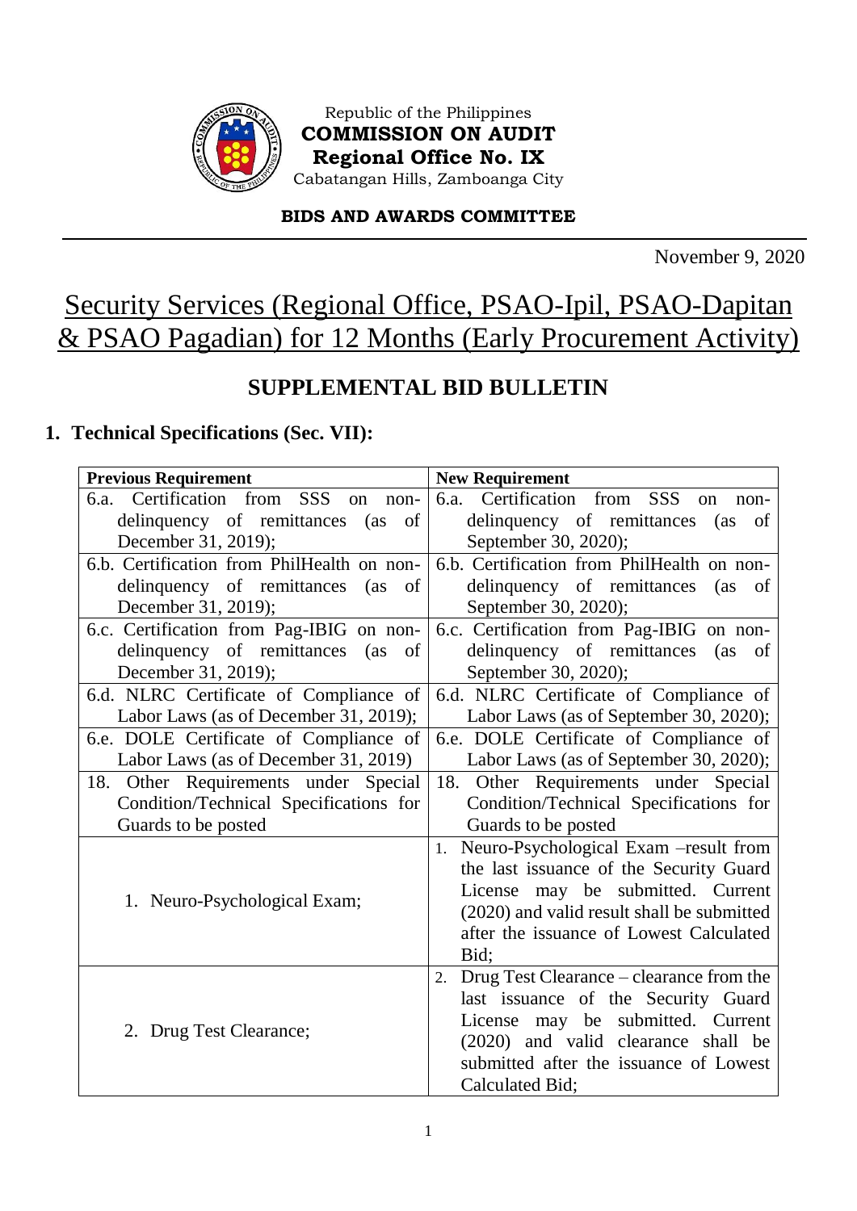Republic of the Philippines
**COMMISSION ON AUDIT**
**Regional Office No. IX**
Cabatangan Hills, Zamboanga City

**BIDS AND AWARDS COMMITTEE**

November 9, 2020

# Security Services (Regional Office, PSAO-Ipil, PSAO-Dapitan & PSAO Pagadian) for 12 Months (Early Procurement Activity)

## SUPPLEMENTAL BID BULLETIN

### 1. Technical Specifications (Sec. VII):

| Previous Requirement | New Requirement |
|---|---|
| 6.a. Certification from SSS on non-delinquency of remittances (as of December 31, 2019); | 6.a. Certification from SSS on non-delinquency of remittances (as of September 30, 2020); |
| 6.b. Certification from PhilHealth on non-delinquency of remittances (as of December 31, 2019); | 6.b. Certification from PhilHealth on non-delinquency of remittances (as of September 30, 2020); |
| 6.c. Certification from Pag-IBIG on non-delinquency of remittances (as of December 31, 2019); | 6.c. Certification from Pag-IBIG on non-delinquency of remittances (as of September 30, 2020); |
| 6.d. NLRC Certificate of Compliance of Labor Laws (as of December 31, 2019); | 6.d. NLRC Certificate of Compliance of Labor Laws (as of September 30, 2020); |
| 6.e. DOLE Certificate of Compliance of Labor Laws (as of December 31, 2019) | 6.e. DOLE Certificate of Compliance of Labor Laws (as of September 30, 2020); |
| 18. Other Requirements under Special Condition/Technical Specifications for Guards to be posted | 18. Other Requirements under Special Condition/Technical Specifications for Guards to be posted |
| 1. Neuro-Psychological Exam; | 1. Neuro-Psychological Exam –result from the last issuance of the Security Guard License may be submitted. Current (2020) and valid result shall be submitted after the issuance of Lowest Calculated Bid; |
| 2. Drug Test Clearance; | 2. Drug Test Clearance – clearance from the last issuance of the Security Guard License may be submitted. Current (2020) and valid clearance shall be submitted after the issuance of Lowest Calculated Bid; |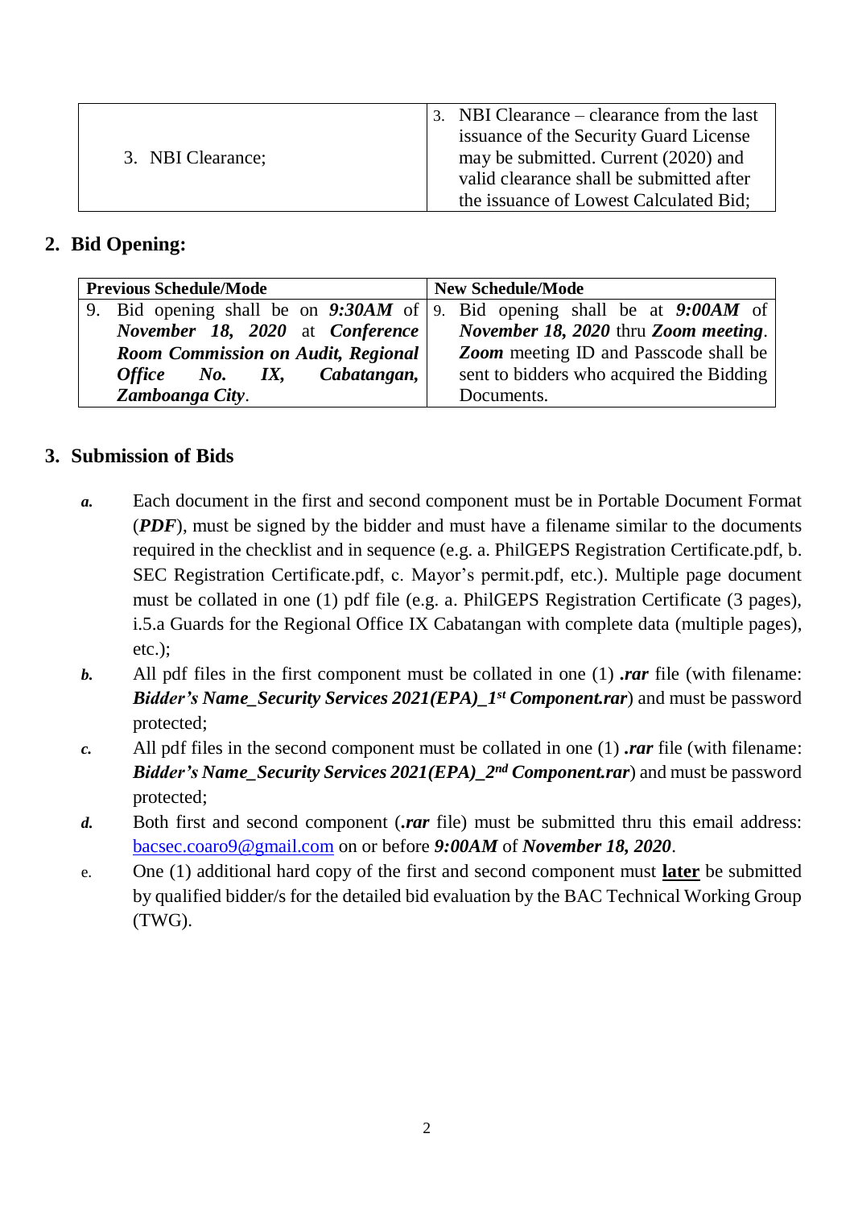| | |
|---|---|
| 3. NBI Clearance; | 3. NBI Clearance – clearance from the last issuance of the Security Guard License may be submitted. Current (2020) and valid clearance shall be submitted after the issuance of Lowest Calculated Bid; |

## 2. Bid Opening:

| Previous Schedule/Mode | New Schedule/Mode |
|---|---|
| 9. Bid opening shall be on ***9:30AM*** of ***November 18, 2020*** at ***Conference Room Commission on Audit, Regional Office No. IX, Cabatangan, Zamboanga City***. | 9. Bid opening shall be at ***9:00AM*** of ***November 18, 2020*** thru ***Zoom meeting***. ***Zoom*** meeting ID and Passcode shall be sent to bidders who acquired the Bidding Documents. |

## 3. Submission of Bids

***a.*** Each document in the first and second component must be in Portable Document Format (***PDF***), must be signed by the bidder and must have a filename similar to the documents required in the checklist and in sequence (e.g. a. PhilGEPS Registration Certificate.pdf, b. SEC Registration Certificate.pdf, c. Mayor's permit.pdf, etc.). Multiple page document must be collated in one (1) pdf file (e.g. a. PhilGEPS Registration Certificate (3 pages), i.5.a Guards for the Regional Office IX Cabatangan with complete data (multiple pages), etc.);

***b.*** All pdf files in the first component must be collated in one (1) ***.rar*** file (with filename: ***Bidder's Name_Security Services 2021(EPA)_1st Component.rar***) and must be password protected;

***c.*** All pdf files in the second component must be collated in one (1) ***.rar*** file (with filename: ***Bidder's Name_Security Services 2021(EPA)_2nd Component.rar***) and must be password protected;

***d.*** Both first and second component (***.rar*** file) must be submitted thru this email address: bacsec.coaro9@gmail.com on or before ***9:00AM*** of ***November 18, 2020***.

e. One (1) additional hard copy of the first and second component must **later** be submitted by qualified bidder/s for the detailed bid evaluation by the BAC Technical Working Group (TWG).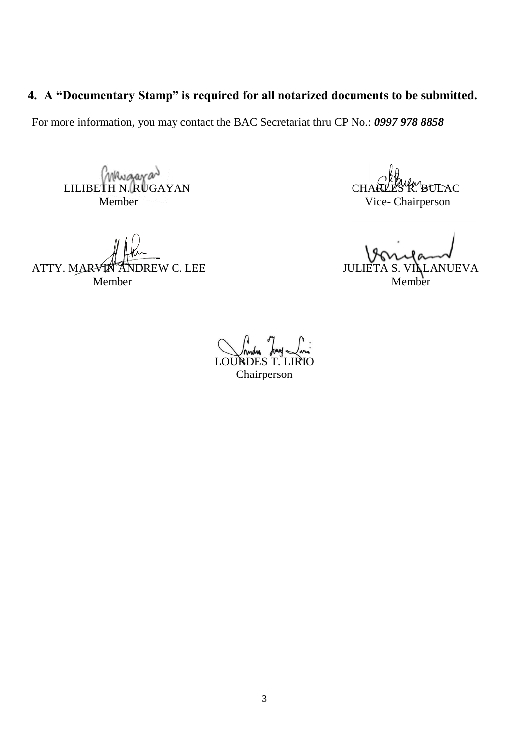**4. A "Documentary Stamp" is required for all notarized documents to be submitted.**

For more information, you may contact the BAC Secretariat thru CP No.: ***0997 978 8858***

| | |
|---|---|
| LILIBETH N. RUGAYAN<br>Member | CHARLES R. BULAC<br>Vice- Chairperson |
| ATTY. MARVIN ANDREW C. LEE<br>Member | JULIETA S. VILLANUEVA<br>Member |

LOURDES T. LIRIO
Chairperson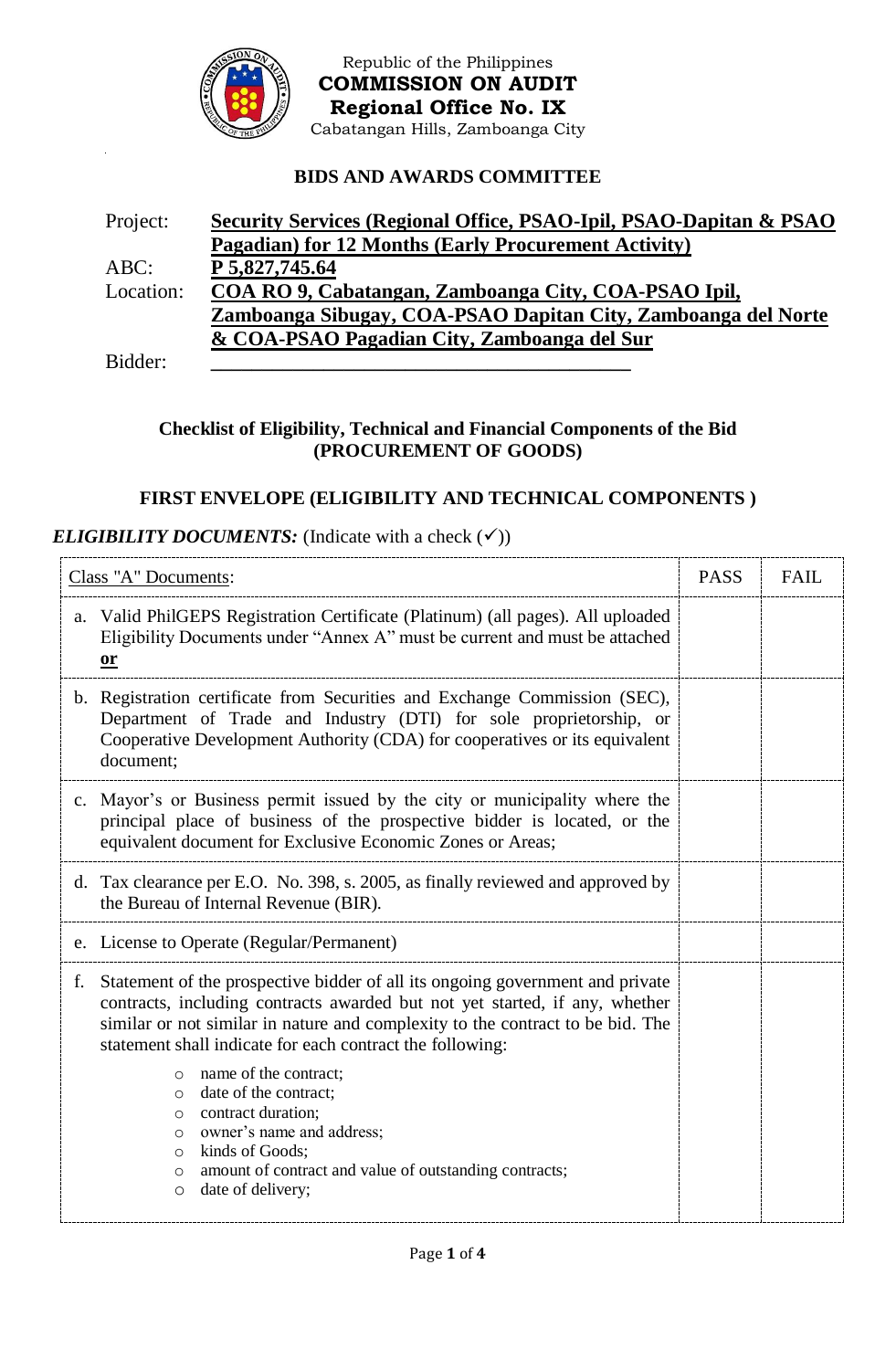Republic of the Philippines
**COMMISSION ON AUDIT**
**Regional Office No. IX**
Cabatangan Hills, Zamboanga City

**BIDS AND AWARDS COMMITTEE**

Project: **Security Services (Regional Office, PSAO-Ipil, PSAO-Dapitan & PSAO Pagadian) for 12 Months (Early Procurement Activity)**
ABC: **P 5,827,745.64**
Location: **COA RO 9, Cabatangan, Zamboanga City, COA-PSAO Ipil, Zamboanga Sibugay, COA-PSAO Dapitan City, Zamboanga del Norte & COA-PSAO Pagadian City, Zamboanga del Sur**
Bidder: ____________________________________________

**Checklist of Eligibility, Technical and Financial Components of the Bid (PROCUREMENT OF GOODS)**

**FIRST ENVELOPE (ELIGIBILITY AND TECHNICAL COMPONENTS )**

***ELIGIBILITY DOCUMENTS:*** (Indicate with a check (✓))

| Class "A" Documents: | PASS | FAIL |
|---|---|---|
| a. Valid PhilGEPS Registration Certificate (Platinum) (all pages). All uploaded Eligibility Documents under "Annex A" must be current and must be attached **or** | | |
| b. Registration certificate from Securities and Exchange Commission (SEC), Department of Trade and Industry (DTI) for sole proprietorship, or Cooperative Development Authority (CDA) for cooperatives or its equivalent document; | | |
| c. Mayor's or Business permit issued by the city or municipality where the principal place of business of the prospective bidder is located, or the equivalent document for Exclusive Economic Zones or Areas; | | |
| d. Tax clearance per E.O. No. 398, s. 2005, as finally reviewed and approved by the Bureau of Internal Revenue (BIR). | | |
| e. License to Operate (Regular/Permanent) | | |
| f. Statement of the prospective bidder of all its ongoing government and private contracts, including contracts awarded but not yet started, if any, whether similar or not similar in nature and complexity to the contract to be bid. The statement shall indicate for each contract the following: <br> ○ name of the contract; <br> ○ date of the contract; <br> ○ contract duration; <br> ○ owner's name and address; <br> ○ kinds of Goods; <br> ○ amount of contract and value of outstanding contracts; <br> ○ date of delivery; | | |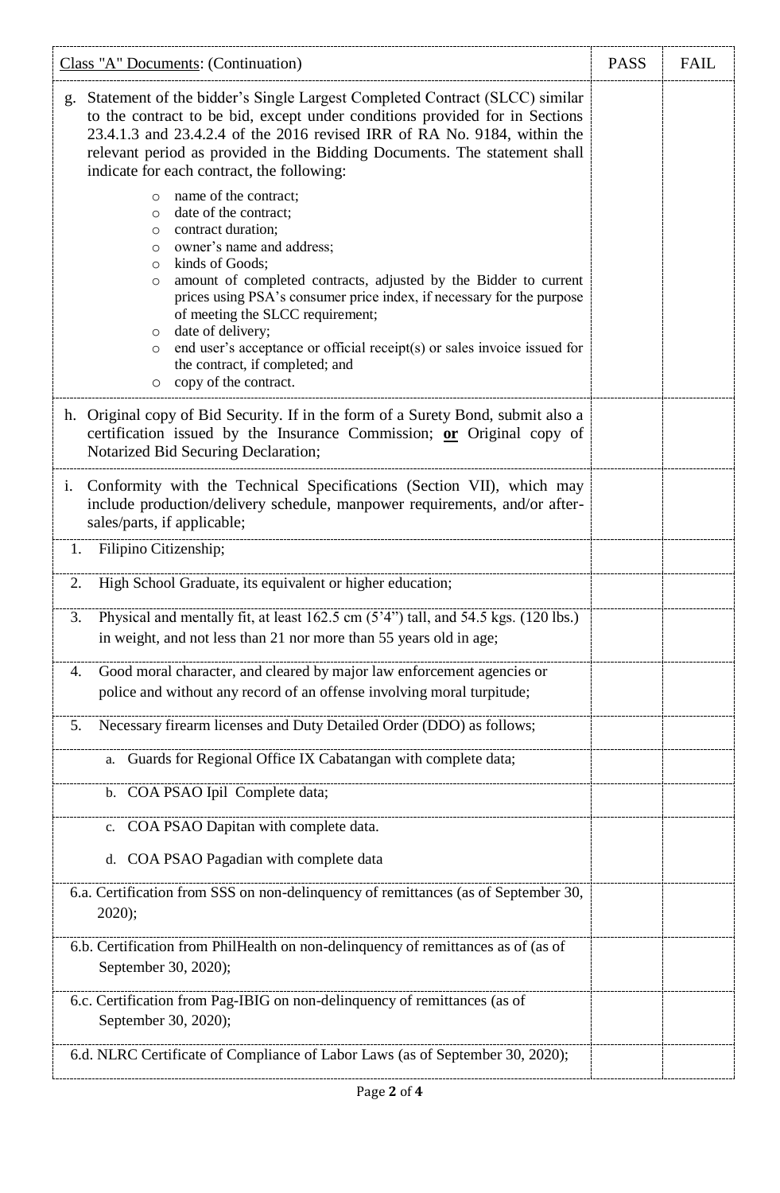| Class "A" Documents: (Continuation) | PASS | FAIL |
|---|---|---|
| g. Statement of the bidder's Single Largest Completed Contract (SLCC) similar to the contract to be bid, except under conditions provided for in Sections 23.4.1.3 and 23.4.2.4 of the 2016 revised IRR of RA No. 9184, within the relevant period as provided in the Bidding Documents. The statement shall indicate for each contract, the following:<br>○ name of the contract;<br>○ date of the contract;<br>○ contract duration;<br>○ owner's name and address;<br>○ kinds of Goods;<br>○ amount of completed contracts, adjusted by the Bidder to current prices using PSA's consumer price index, if necessary for the purpose of meeting the SLCC requirement;<br>○ date of delivery;<br>○ end user's acceptance or official receipt(s) or sales invoice issued for the contract, if completed; and<br>○ copy of the contract. | | |
| h. Original copy of Bid Security. If in the form of a Surety Bond, submit also a certification issued by the Insurance Commission; **or** Original copy of Notarized Bid Securing Declaration; | | |
| i. Conformity with the Technical Specifications (Section VII), which may include production/delivery schedule, manpower requirements, and/or after-sales/parts, if applicable; | | |
| 1. Filipino Citizenship; | | |
| 2. High School Graduate, its equivalent or higher education; | | |
| 3. Physical and mentally fit, at least 162.5 cm (5'4") tall, and 54.5 kgs. (120 lbs.) in weight, and not less than 21 nor more than 55 years old in age; | | |
| 4. Good moral character, and cleared by major law enforcement agencies or police and without any record of an offense involving moral turpitude; | | |
| 5. Necessary firearm licenses and Duty Detailed Order (DDO) as follows; | | |
| a. Guards for Regional Office IX Cabatangan with complete data; | | |
| b. COA PSAO Ipil Complete data; | | |
| c. COA PSAO Dapitan with complete data.<br>d. COA PSAO Pagadian with complete data | | |
| 6.a. Certification from SSS on non-delinquency of remittances (as of September 30, 2020); | | |
| 6.b. Certification from PhilHealth on non-delinquency of remittances as of (as of September 30, 2020); | | |
| 6.c. Certification from Pag-IBIG on non-delinquency of remittances (as of September 30, 2020); | | |
| 6.d. NLRC Certificate of Compliance of Labor Laws (as of September 30, 2020); | | |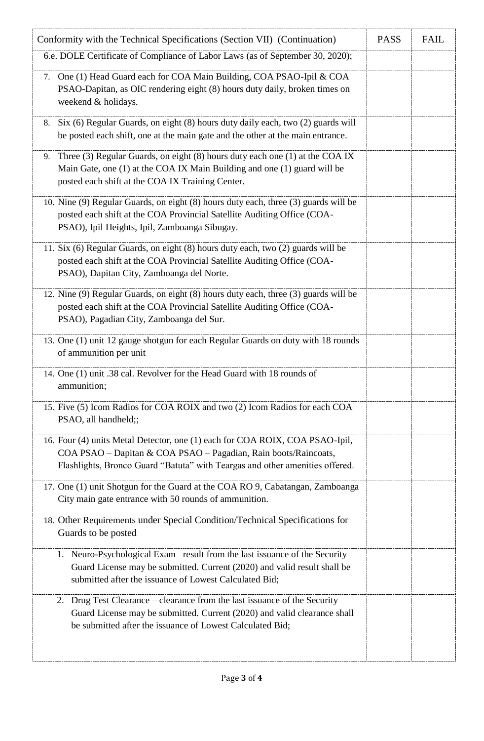| Conformity with the Technical Specifications (Section VII) (Continuation) | PASS | FAIL |
|---|---|---|
| 6.e. DOLE Certificate of Compliance of Labor Laws (as of September 30, 2020); | | |
| 7. One (1) Head Guard each for COA Main Building, COA PSAO-Ipil & COA PSAO-Dapitan, as OIC rendering eight (8) hours duty daily, broken times on weekend & holidays. | | |
| 8. Six (6) Regular Guards, on eight (8) hours duty daily each, two (2) guards will be posted each shift, one at the main gate and the other at the main entrance. | | |
| 9. Three (3) Regular Guards, on eight (8) hours duty each one (1) at the COA IX Main Gate, one (1) at the COA IX Main Building and one (1) guard will be posted each shift at the COA IX Training Center. | | |
| 10. Nine (9) Regular Guards, on eight (8) hours duty each, three (3) guards will be posted each shift at the COA Provincial Satellite Auditing Office (COA-PSAO), Ipil Heights, Ipil, Zamboanga Sibugay. | | |
| 11. Six (6) Regular Guards, on eight (8) hours duty each, two (2) guards will be posted each shift at the COA Provincial Satellite Auditing Office (COA-PSAO), Dapitan City, Zamboanga del Norte. | | |
| 12. Nine (9) Regular Guards, on eight (8) hours duty each, three (3) guards will be posted each shift at the COA Provincial Satellite Auditing Office (COA-PSAO), Pagadian City, Zamboanga del Sur. | | |
| 13. One (1) unit 12 gauge shotgun for each Regular Guards on duty with 18 rounds of ammunition per unit | | |
| 14. One (1) unit .38 cal. Revolver for the Head Guard with 18 rounds of ammunition; | | |
| 15. Five (5) Icom Radios for COA ROIX and two (2) Icom Radios for each COA PSAO, all handheld;; | | |
| 16. Four (4) units Metal Detector, one (1) each for COA ROIX, COA PSAO-Ipil, COA PSAO – Dapitan & COA PSAO – Pagadian, Rain boots/Raincoats, Flashlights, Bronco Guard "Batuta" with Teargas and other amenities offered. | | |
| 17. One (1) unit Shotgun for the Guard at the COA RO 9, Cabatangan, Zamboanga City main gate entrance with 50 rounds of ammunition. | | |
| 18. Other Requirements under Special Condition/Technical Specifications for Guards to be posted | | |
| 1. Neuro-Psychological Exam –result from the last issuance of the Security Guard License may be submitted. Current (2020) and valid result shall be submitted after the issuance of Lowest Calculated Bid; | | |
| 2. Drug Test Clearance – clearance from the last issuance of the Security Guard License may be submitted. Current (2020) and valid clearance shall be submitted after the issuance of Lowest Calculated Bid; | | |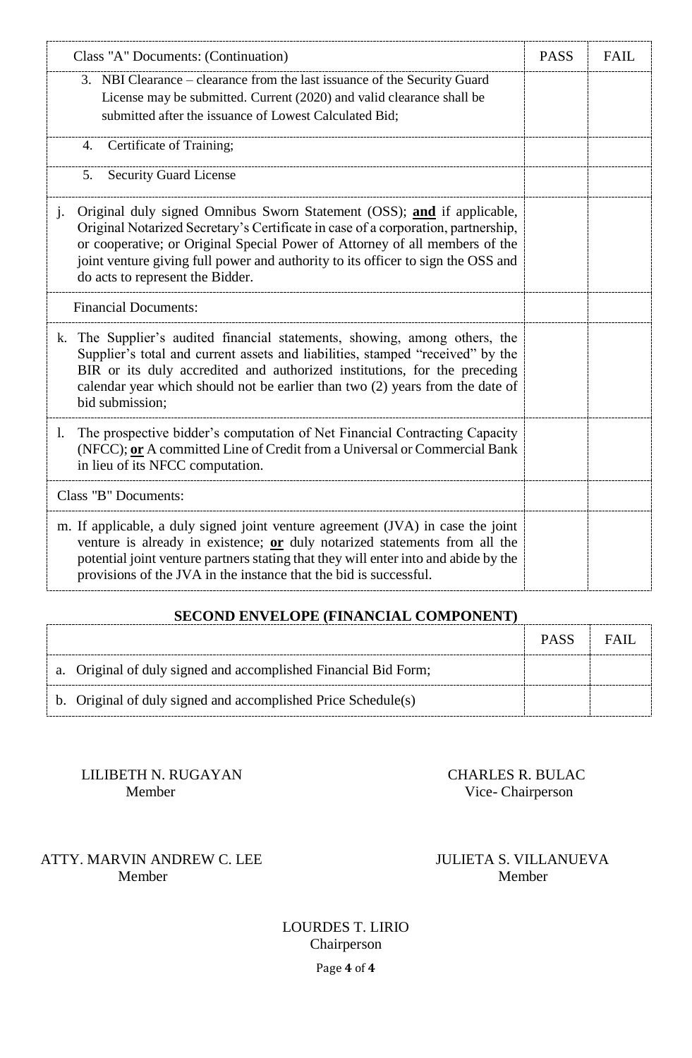| Class "A" Documents: (Continuation) | PASS | FAIL |
|---|---|---|
| 3. NBI Clearance – clearance from the last issuance of the Security Guard License may be submitted. Current (2020) and valid clearance shall be submitted after the issuance of Lowest Calculated Bid; | | |
| 4. Certificate of Training; | | |
| 5. Security Guard License | | |
| j. Original duly signed Omnibus Sworn Statement (OSS); **and** if applicable, Original Notarized Secretary's Certificate in case of a corporation, partnership, or cooperative; or Original Special Power of Attorney of all members of the joint venture giving full power and authority to its officer to sign the OSS and do acts to represent the Bidder. | | |
| Financial Documents: | | |
| k. The Supplier's audited financial statements, showing, among others, the Supplier's total and current assets and liabilities, stamped "received" by the BIR or its duly accredited and authorized institutions, for the preceding calendar year which should not be earlier than two (2) years from the date of bid submission; | | |
| l. The prospective bidder's computation of Net Financial Contracting Capacity (NFCC); **or** A committed Line of Credit from a Universal or Commercial Bank in lieu of its NFCC computation. | | |
| Class "B" Documents: | | |
| m. If applicable, a duly signed joint venture agreement (JVA) in case the joint venture is already in existence; **or** duly notarized statements from all the potential joint venture partners stating that they will enter into and abide by the provisions of the JVA in the instance that the bid is successful. | | |

## SECOND ENVELOPE (FINANCIAL COMPONENT)

| | PASS | FAIL |
|---|---|---|
| a. Original of duly signed and accomplished Financial Bid Form; | | |
| b. Original of duly signed and accomplished Price Schedule(s) | | |

LILIBETH N. RUGAYAN
Member

CHARLES R. BULAC
Vice- Chairperson

ATTY. MARVIN ANDREW C. LEE
Member

JULIETA S. VILLANUEVA
Member

LOURDES T. LIRIO
Chairperson